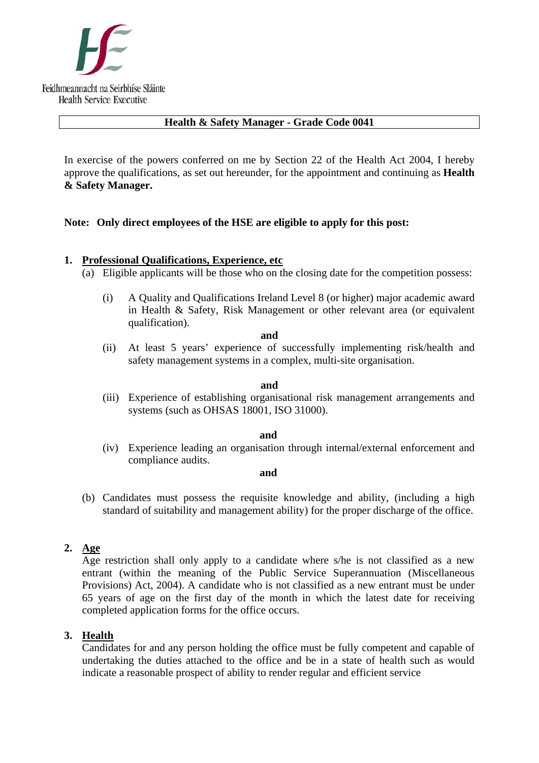Feidhmeannacht na Seirbhíse Sláinte
Health Service Executive

# Health & Safety Manager - Grade Code 0041

In exercise of the powers conferred on me by Section 22 of the Health Act 2004, I hereby approve the qualifications, as set out hereunder, for the appointment and continuing as **Health & Safety Manager.**

**Note: Only direct employees of the HSE are eligible to apply for this post:**

## 1. Professional Qualifications, Experience, etc

(a) Eligible applicants will be those who on the closing date for the competition possess:

(i) A Quality and Qualifications Ireland Level 8 (or higher) major academic award in Health & Safety, Risk Management or other relevant area (or equivalent qualification).

**and**

(ii) At least 5 years' experience of successfully implementing risk/health and safety management systems in a complex, multi-site organisation.

**and**

(iii) Experience of establishing organisational risk management arrangements and systems (such as OHSAS 18001, ISO 31000).

**and**

(iv) Experience leading an organisation through internal/external enforcement and compliance audits.

**and**

(b) Candidates must possess the requisite knowledge and ability, (including a high standard of suitability and management ability) for the proper discharge of the office.

## 2. Age

Age restriction shall only apply to a candidate where s/he is not classified as a new entrant (within the meaning of the Public Service Superannuation (Miscellaneous Provisions) Act, 2004). A candidate who is not classified as a new entrant must be under 65 years of age on the first day of the month in which the latest date for receiving completed application forms for the office occurs.

## 3. Health

Candidates for and any person holding the office must be fully competent and capable of undertaking the duties attached to the office and be in a state of health such as would indicate a reasonable prospect of ability to render regular and efficient service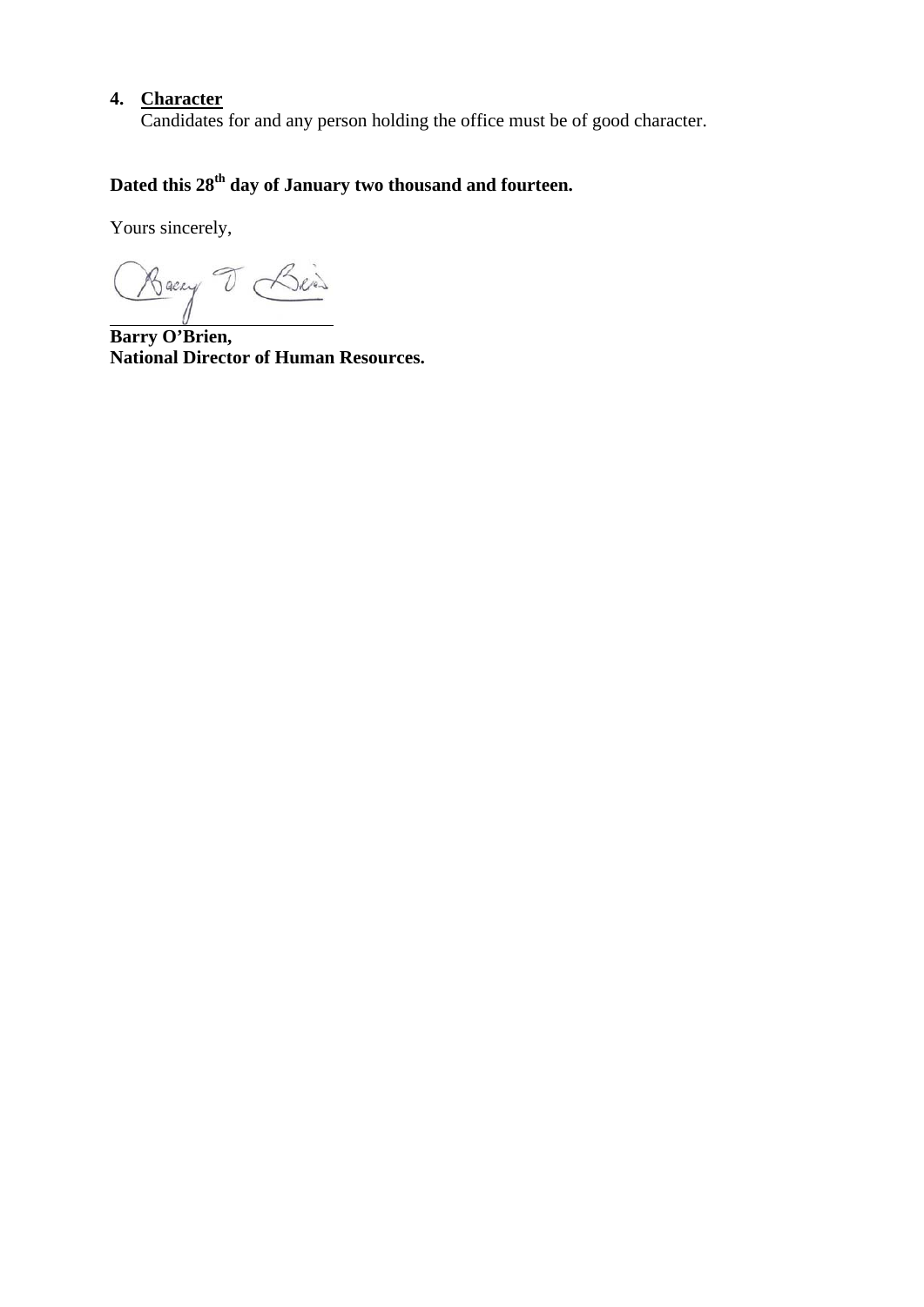4. **Character**

   Candidates for and any person holding the office must be of good character.

**Dated this 28th day of January two thousand and fourteen.**

Yours sincerely,

**Barry O'Brien,**
**National Director of Human Resources.**